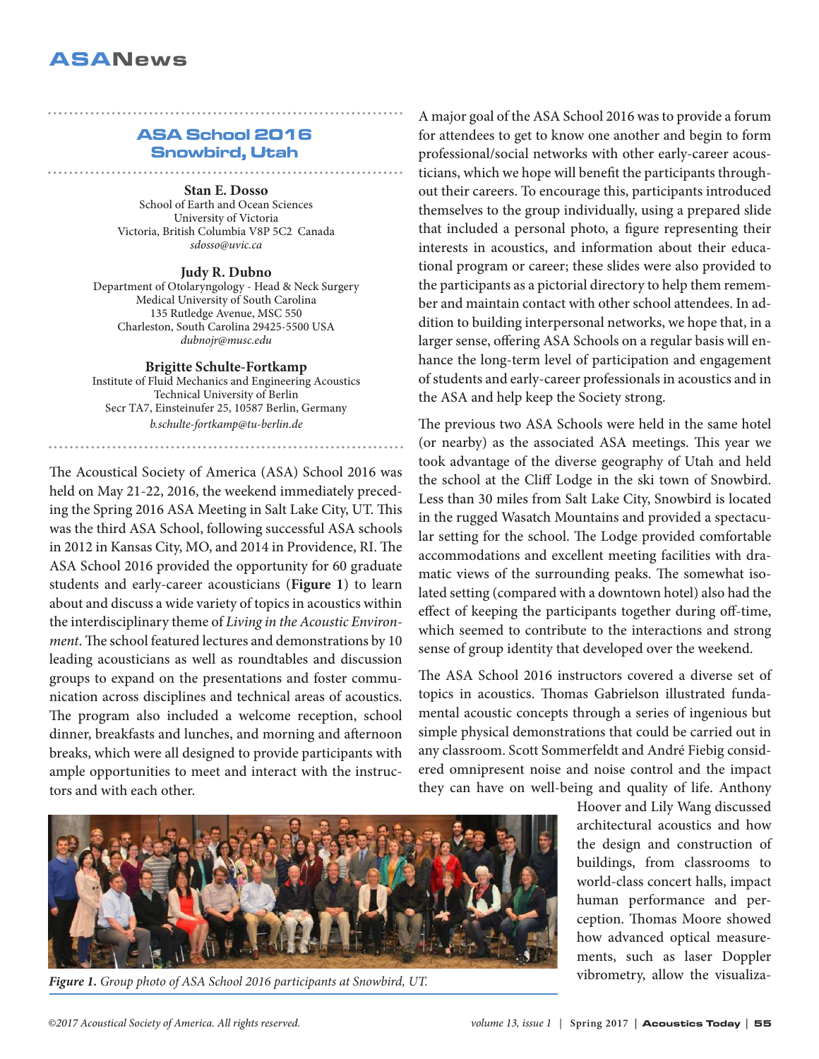# ASA School 2016 Snowbird, Utah

**Stan E. Dosso**
School of Earth and Ocean Sciences
University of Victoria
Victoria, British Columbia V8P 5C2 Canada
*sdosso@uvic.ca*

**Judy R. Dubno**
Department of Otolaryngology - Head & Neck Surgery
Medical University of South Carolina
135 Rutledge Avenue, MSC 550
Charleston, South Carolina 29425-5500 USA
*dubnojr@musc.edu*

**Brigitte Schulte-Fortkamp**
Institute of Fluid Mechanics and Engineering Acoustics
Technical University of Berlin
Secr TA7, Einsteinufer 25, 10587 Berlin, Germany
*b.schulte-fortkamp@tu-berlin.de*

The Acoustical Society of America (ASA) School 2016 was held on May 21-22, 2016, the weekend immediately preceding the Spring 2016 ASA Meeting in Salt Lake City, UT. This was the third ASA School, following successful ASA schools in 2012 in Kansas City, MO, and 2014 in Providence, RI. The ASA School 2016 provided the opportunity for 60 graduate students and early-career acousticians (**Figure 1**) to learn about and discuss a wide variety of topics in acoustics within the interdisciplinary theme of *Living in the Acoustic Environment*. The school featured lectures and demonstrations by 10 leading acousticians as well as roundtables and discussion groups to expand on the presentations and foster communication across disciplines and technical areas of acoustics. The program also included a welcome reception, school dinner, breakfasts and lunches, and morning and afternoon breaks, which were all designed to provide participants with ample opportunities to meet and interact with the instructors and with each other.

A major goal of the ASA School 2016 was to provide a forum for attendees to get to know one another and begin to form professional/social networks with other early-career acousticians, which we hope will benefit the participants throughout their careers. To encourage this, participants introduced themselves to the group individually, using a prepared slide that included a personal photo, a figure representing their interests in acoustics, and information about their educational program or career; these slides were also provided to the participants as a pictorial directory to help them remember and maintain contact with other school attendees. In addition to building interpersonal networks, we hope that, in a larger sense, offering ASA Schools on a regular basis will enhance the long-term level of participation and engagement of students and early-career professionals in acoustics and in the ASA and help keep the Society strong.

The previous two ASA Schools were held in the same hotel (or nearby) as the associated ASA meetings. This year we took advantage of the diverse geography of Utah and held the school at the Cliff Lodge in the ski town of Snowbird. Less than 30 miles from Salt Lake City, Snowbird is located in the rugged Wasatch Mountains and provided a spectacular setting for the school. The Lodge provided comfortable accommodations and excellent meeting facilities with dramatic views of the surrounding peaks. The somewhat isolated setting (compared with a downtown hotel) also had the effect of keeping the participants together during off-time, which seemed to contribute to the interactions and strong sense of group identity that developed over the weekend.

The ASA School 2016 instructors covered a diverse set of topics in acoustics. Thomas Gabrielson illustrated fundamental acoustic concepts through a series of ingenious but simple physical demonstrations that could be carried out in any classroom. Scott Sommerfeldt and André Fiebig considered omnipresent noise and noise control and the impact they can have on well-being and quality of life. Anthony Hoover and Lily Wang discussed architectural acoustics and how the design and construction of buildings, from classrooms to world-class concert halls, impact human performance and perception. Thomas Moore showed how advanced optical measurements, such as laser Doppler vibrometry, allow the visualiza-

*Figure 1. Group photo of ASA School 2016 participants at Snowbird, UT.*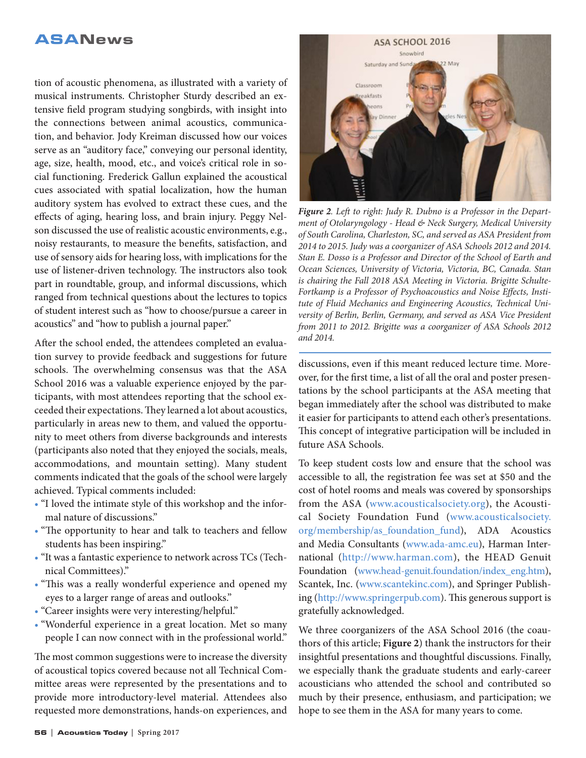tion of acoustic phenomena, as illustrated with a variety of musical instruments. Christopher Sturdy described an extensive field program studying songbirds, with insight into the connections between animal acoustics, communication, and behavior. Jody Kreiman discussed how our voices serve as an "auditory face," conveying our personal identity, age, size, health, mood, etc., and voice's critical role in social functioning. Frederick Gallun explained the acoustical cues associated with spatial localization, how the human auditory system has evolved to extract these cues, and the effects of aging, hearing loss, and brain injury. Peggy Nelson discussed the use of realistic acoustic environments, e.g., noisy restaurants, to measure the benefits, satisfaction, and use of sensory aids for hearing loss, with implications for the use of listener-driven technology. The instructors also took part in roundtable, group, and informal discussions, which ranged from technical questions about the lectures to topics of student interest such as "how to choose/pursue a career in acoustics" and "how to publish a journal paper."

After the school ended, the attendees completed an evaluation survey to provide feedback and suggestions for future schools. The overwhelming consensus was that the ASA School 2016 was a valuable experience enjoyed by the participants, with most attendees reporting that the school exceeded their expectations. They learned a lot about acoustics, particularly in areas new to them, and valued the opportunity to meet others from diverse backgrounds and interests (participants also noted that they enjoyed the socials, meals, accommodations, and mountain setting). Many student comments indicated that the goals of the school were largely achieved. Typical comments included:

- "I loved the intimate style of this workshop and the informal nature of discussions."
- "The opportunity to hear and talk to teachers and fellow students has been inspiring."
- "It was a fantastic experience to network across TCs (Technical Committees)."
- "This was a really wonderful experience and opened my eyes to a larger range of areas and outlooks."
- "Career insights were very interesting/helpful."
- "Wonderful experience in a great location. Met so many people I can now connect with in the professional world."

The most common suggestions were to increase the diversity of acoustical topics covered because not all Technical Committee areas were represented by the presentations and to provide more introductory-level material. Attendees also requested more demonstrations, hands-on experiences, and discussions, even if this meant reduced lecture time. Moreover, for the first time, a list of all the oral and poster presentations by the school participants at the ASA meeting that began immediately after the school was distributed to make it easier for participants to attend each other's presentations. This concept of integrative participation will be included in future ASA Schools.

*Figure 2. Left to right: Judy R. Dubno is a Professor in the Department of Otolaryngology - Head & Neck Surgery, Medical University of South Carolina, Charleston, SC, and served as ASA President from 2014 to 2015. Judy was a coorganizer of ASA Schools 2012 and 2014. Stan E. Dosso is a Professor and Director of the School of Earth and Ocean Sciences, University of Victoria, Victoria, BC, Canada. Stan is chairing the Fall 2018 ASA Meeting in Victoria. Brigitte Schulte-Fortkamp is a Professor of Psychoacoustics and Noise Effects, Institute of Fluid Mechanics and Engineering Acoustics, Technical University of Berlin, Berlin, Germany, and served as ASA Vice President from 2011 to 2012. Brigitte was a coorganizer of ASA Schools 2012 and 2014.*

To keep student costs low and ensure that the school was accessible to all, the registration fee was set at $50 and the cost of hotel rooms and meals was covered by sponsorships from the ASA (www.acousticalsociety.org), the Acoustical Society Foundation Fund (www.acousticalsociety.org/membership/as_foundation_fund), ADA Acoustics and Media Consultants (www.ada-amc.eu), Harman International (http://www.harman.com), the HEAD Genuit Foundation (www.head-genuit.foundation/index_eng.htm), Scantek, Inc. (www.scantekinc.com), and Springer Publishing (http://www.springerpub.com). This generous support is gratefully acknowledged.

We three coorganizers of the ASA School 2016 (the coauthors of this article; **Figure 2**) thank the instructors for their insightful presentations and thoughtful discussions. Finally, we especially thank the graduate students and early-career acousticians who attended the school and contributed so much by their presence, enthusiasm, and participation; we hope to see them in the ASA for many years to come.